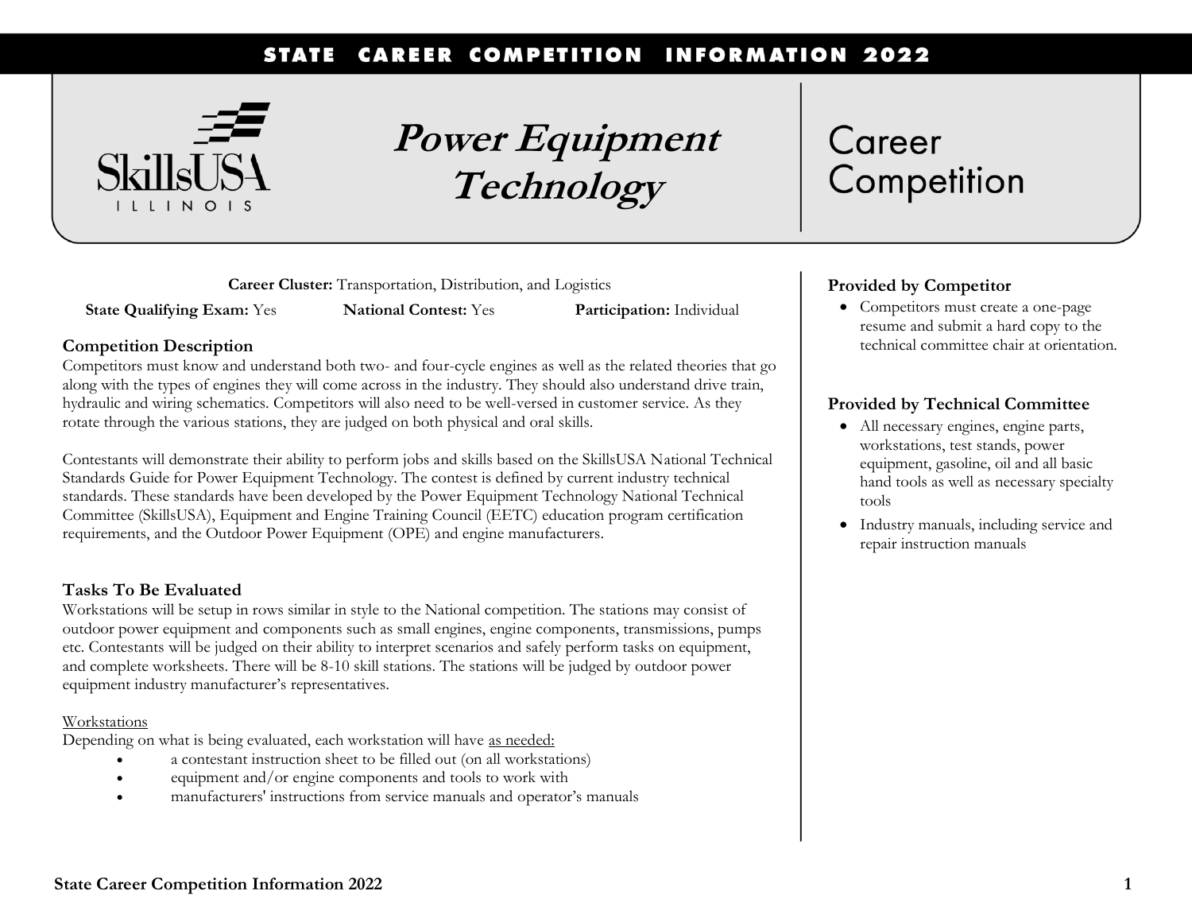# Power Equipment Technology

## Career Competition

**Career Cluster:** Transportation, Distribution, and Logistics

**State Qualifying Exam:** Yes **National Contest:** Yes **Participation:** Individual

### Competition Description

Competitors must know and understand both two- and four-cycle engines as well as the related theories that go along with the types of engines they will come across in the industry. They should also understand drive train, hydraulic and wiring schematics. Competitors will also need to be well-versed in customer service. As they rotate through the various stations, they are judged on both physical and oral skills.

Contestants will demonstrate their ability to perform jobs and skills based on the SkillsUSA National Technical Standards Guide for Power Equipment Technology. The contest is defined by current industry technical standards. These standards have been developed by the Power Equipment Technology National Technical Committee (SkillsUSA), Equipment and Engine Training Council (EETC) education program certification requirements, and the Outdoor Power Equipment (OPE) and engine manufacturers.

### Tasks To Be Evaluated

Workstations will be setup in rows similar in style to the National competition. The stations may consist of outdoor power equipment and components such as small engines, engine components, transmissions, pumps etc. Contestants will be judged on their ability to interpret scenarios and safely perform tasks on equipment, and complete worksheets. There will be 8-10 skill stations. The stations will be judged by outdoor power equipment industry manufacturer's representatives.

Workstations

Depending on what is being evaluated, each workstation will have as needed:

- a contestant instruction sheet to be filled out (on all workstations)
- equipment and/or engine components and tools to work with
- manufacturers' instructions from service manuals and operator's manuals

### Provided by Competitor

- Competitors must create a one-page resume and submit a hard copy to the technical committee chair at orientation.

### Provided by Technical Committee

- All necessary engines, engine parts, workstations, test stands, power equipment, gasoline, oil and all basic hand tools as well as necessary specialty tools
- Industry manuals, including service and repair instruction manuals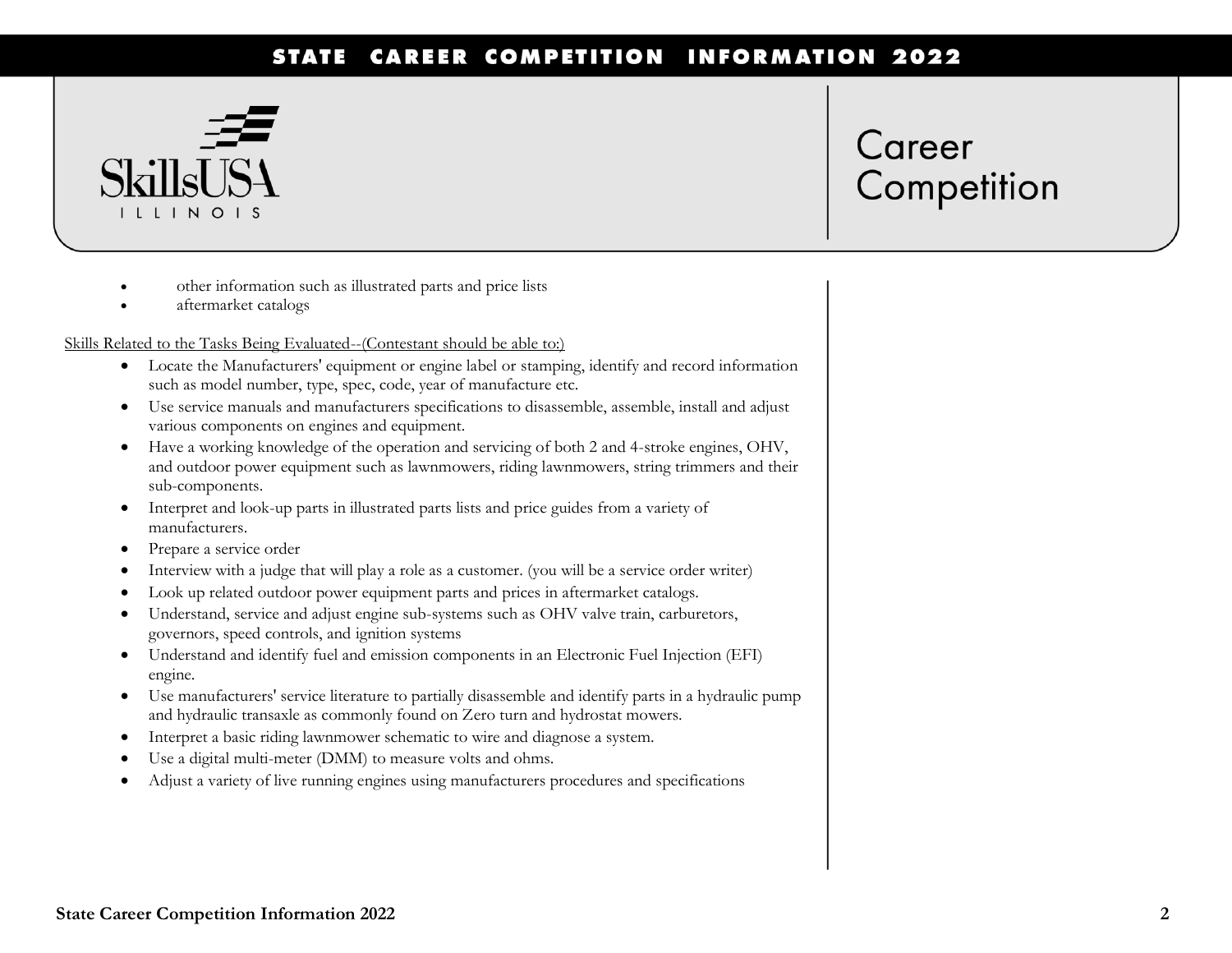- other information such as illustrated parts and price lists
- aftermarket catalogs

Skills Related to the Tasks Being Evaluated--(Contestant should be able to:)

- Locate the Manufacturers' equipment or engine label or stamping, identify and record information such as model number, type, spec, code, year of manufacture etc.
- Use service manuals and manufacturers specifications to disassemble, assemble, install and adjust various components on engines and equipment.
- Have a working knowledge of the operation and servicing of both 2 and 4-stroke engines, OHV, and outdoor power equipment such as lawnmowers, riding lawnmowers, string trimmers and their sub-components.
- Interpret and look-up parts in illustrated parts lists and price guides from a variety of manufacturers.
- Prepare a service order
- Interview with a judge that will play a role as a customer. (you will be a service order writer)
- Look up related outdoor power equipment parts and prices in aftermarket catalogs.
- Understand, service and adjust engine sub-systems such as OHV valve train, carburetors, governors, speed controls, and ignition systems
- Understand and identify fuel and emission components in an Electronic Fuel Injection (EFI) engine.
- Use manufacturers' service literature to partially disassemble and identify parts in a hydraulic pump and hydraulic transaxle as commonly found on Zero turn and hydrostat mowers.
- Interpret a basic riding lawnmower schematic to wire and diagnose a system.
- Use a digital multi-meter (DMM) to measure volts and ohms.
- Adjust a variety of live running engines using manufacturers procedures and specifications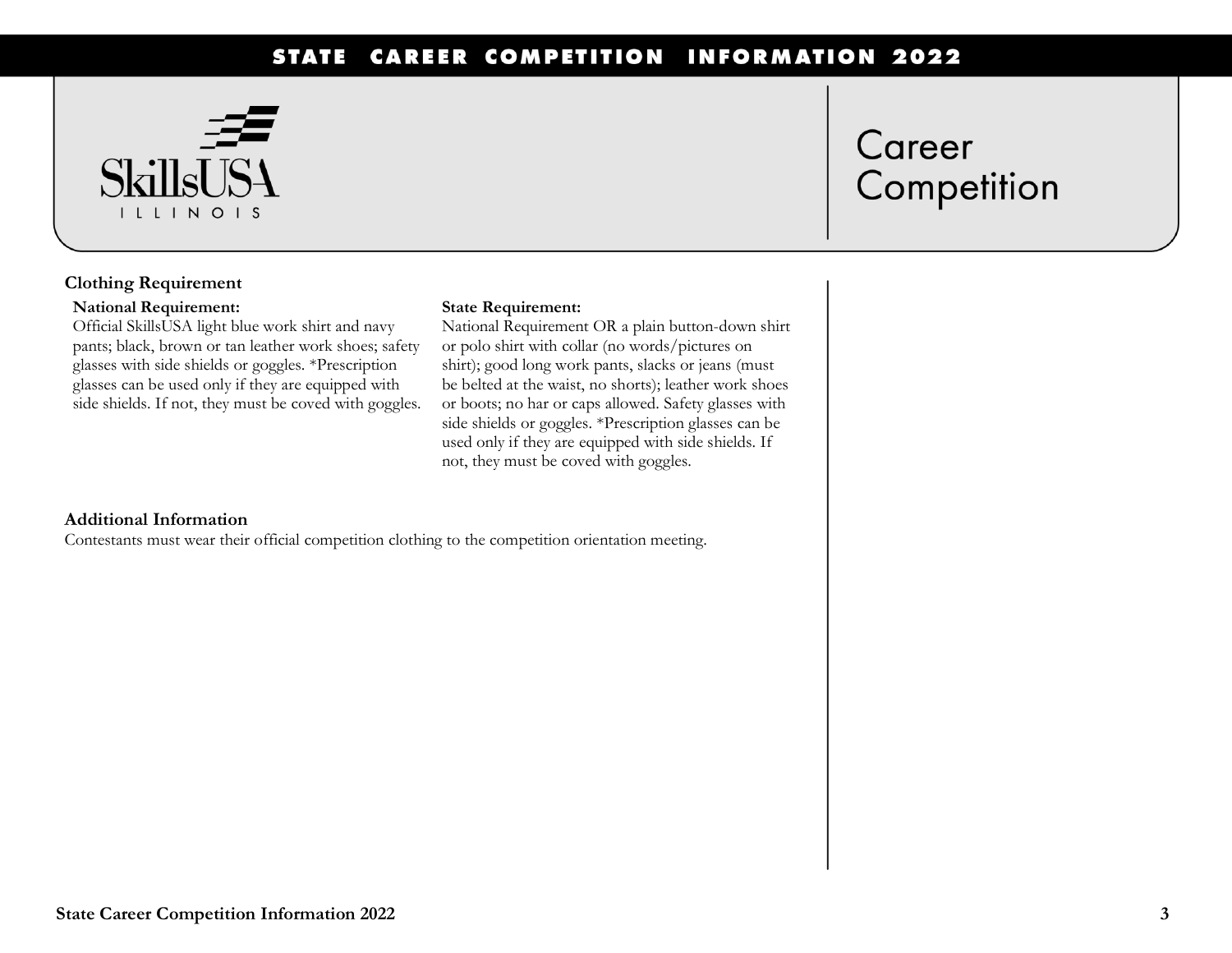Career Competition

## Clothing Requirement

### National Requirement:

Official SkillsUSA light blue work shirt and navy pants; black, brown or tan leather work shoes; safety glasses with side shields or goggles. *Prescription glasses can be used only if they are equipped with side shields. If not, they must be coved with goggles.

### State Requirement:

National Requirement OR a plain button-down shirt or polo shirt with collar (no words/pictures on shirt); good long work pants, slacks or jeans (must be belted at the waist, no shorts); leather work shoes or boots; no har or caps allowed. Safety glasses with side shields or goggles. *Prescription glasses can be used only if they are equipped with side shields. If not, they must be coved with goggles.

## Additional Information

Contestants must wear their official competition clothing to the competition orientation meeting.